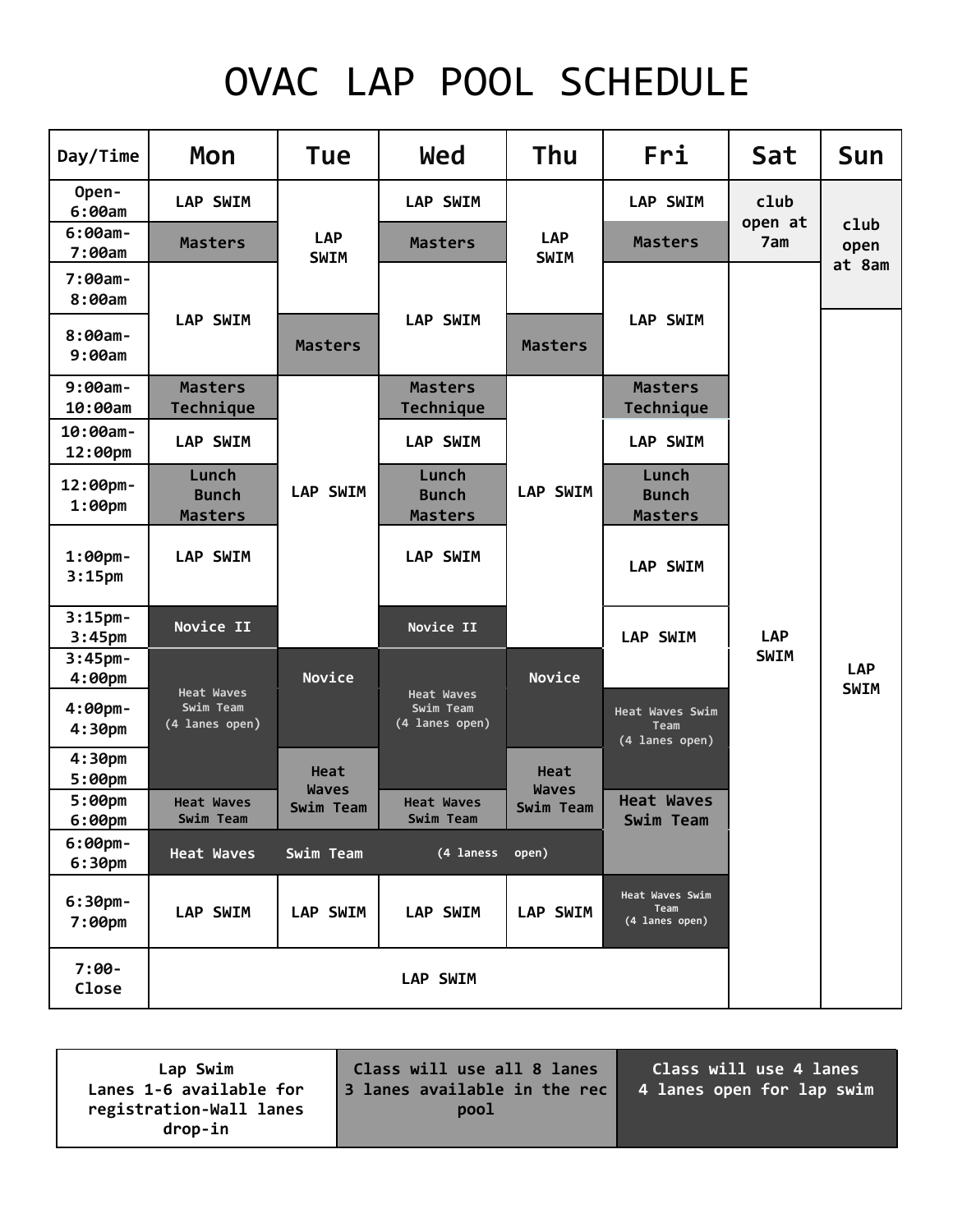# OVAC LAP POOL SCHEDULE

| Day/Time | Mon | Tue | Wed | Thu | Fri | Sat | Sun |
|---|---|---|---|---|---|---|---|
| Open-6:00am | LAP SWIM | LAP SWIM | LAP SWIM | LAP SWIM | LAP SWIM | club open at 7am | club open at 8am |
| 6:00am-7:00am | Masters | LAP SWIM | Masters | LAP SWIM | Masters | club open at 7am | club open at 8am |
| 7:00am-8:00am | LAP SWIM | LAP SWIM | LAP SWIM | LAP SWIM | LAP SWIM | LAP SWIM | club open at 8am |
| 8:00am-9:00am | LAP SWIM | Masters | LAP SWIM | Masters | LAP SWIM | LAP SWIM | LAP SWIM |
| 9:00am-10:00am | Masters Technique | LAP SWIM | Masters Technique | LAP SWIM | Masters Technique | LAP SWIM | LAP SWIM |
| 10:00am-12:00pm | LAP SWIM | LAP SWIM | LAP SWIM | LAP SWIM | LAP SWIM | LAP SWIM | LAP SWIM |
| 12:00pm-1:00pm | Lunch Bunch Masters | LAP SWIM | Lunch Bunch Masters | LAP SWIM | Lunch Bunch Masters | LAP SWIM | LAP SWIM |
| 1:00pm-3:15pm | LAP SWIM | LAP SWIM | LAP SWIM | LAP SWIM | LAP SWIM | LAP SWIM | LAP SWIM |
| 3:15pm-3:45pm | Novice II | LAP SWIM | Novice II | LAP SWIM | LAP SWIM | LAP SWIM | LAP SWIM |
| 3:45pm-4:00pm | Heat Waves Swim Team (4 lanes open) | Novice | Heat Waves Swim Team (4 lanes open) | Novice | LAP SWIM | LAP SWIM | LAP SWIM |
| 4:00pm-4:30pm | Heat Waves Swim Team (4 lanes open) | Novice | Heat Waves Swim Team (4 lanes open) | Novice | Heat Waves Swim Team (4 lanes open) | LAP SWIM | LAP SWIM |
| 4:30pm 5:00pm | Heat Waves Swim Team (4 lanes open) | Heat Waves Swim Team | Heat Waves Swim Team (4 lanes open) | Heat Waves Swim Team | Heat Waves Swim Team (4 lanes open) | LAP SWIM | LAP SWIM |
| 5:00pm 6:00pm | Heat Waves Swim Team | Heat Waves Swim Team | Heat Waves Swim Team | Heat Waves Swim Team | Heat Waves Swim Team | LAP SWIM | LAP SWIM |
| 6:00pm-6:30pm | Heat Waves Swim Team (4 laness open) | Heat Waves Swim Team (4 laness open) | Heat Waves Swim Team (4 laness open) | Heat Waves Swim Team (4 laness open) | Heat Waves Swim Team | LAP SWIM | LAP SWIM |
| 6:30pm-7:00pm | LAP SWIM | LAP SWIM | LAP SWIM | LAP SWIM | Heat Waves Swim Team (4 lanes open) | LAP SWIM | LAP SWIM |
| 7:00-Close | LAP SWIM | LAP SWIM | LAP SWIM | LAP SWIM | LAP SWIM | LAP SWIM | LAP SWIM |

| Lap Swim | Class will use all 8 lanes | Class will use 4 lanes |
|---|---|---|
| Lanes 1-6 available for registration-Wall lanes drop-in | 3 lanes available in the rec pool | 4 lanes open for lap swim |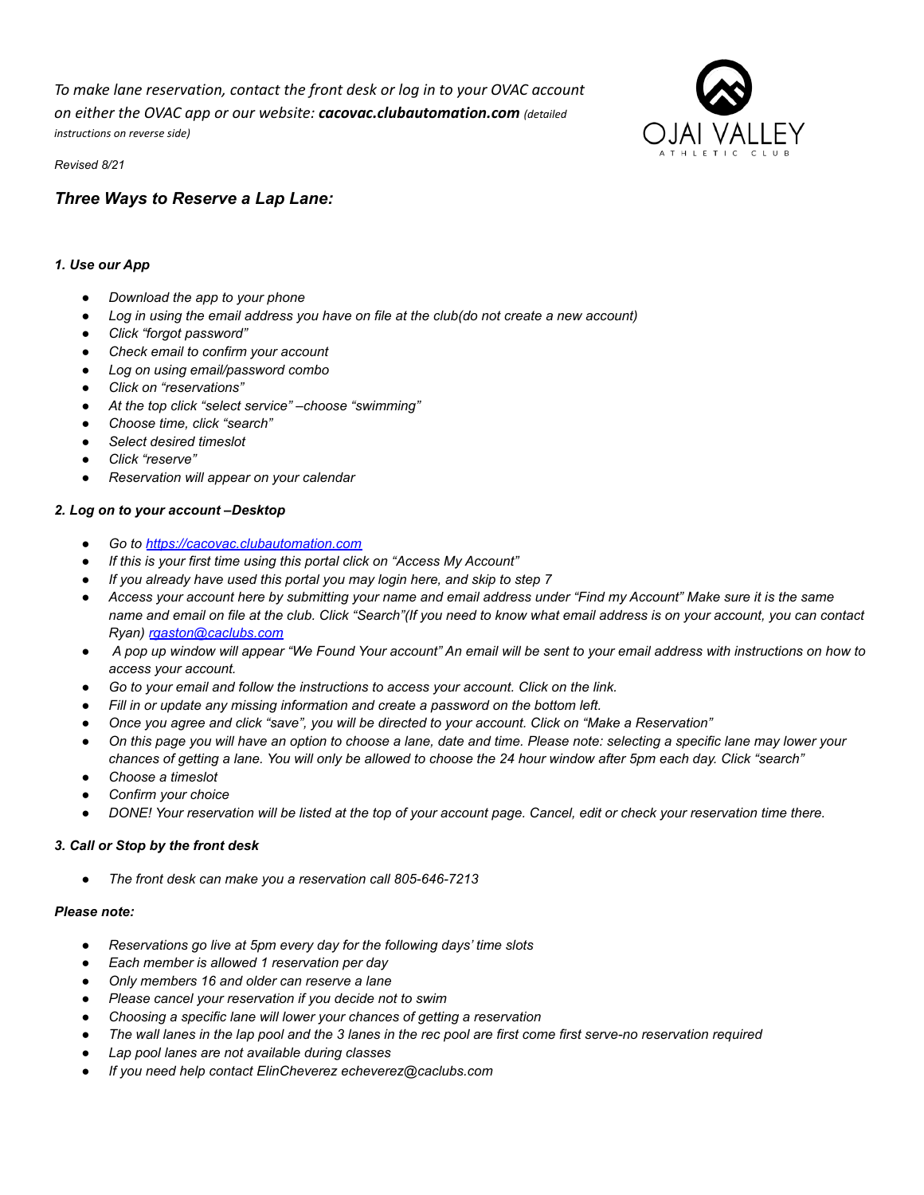*To make lane reservation, contact the front desk or log in to your OVAC account on either the OVAC app or our website:* ***cacovac.clubautomation.com*** *(detailed instructions on reverse side)*

OJAI VALLEY
ATHLETIC CLUB

*Revised 8/21*

## *Three Ways to Reserve a Lap Lane:*

### *1. Use our App*

- *Download the app to your phone*
- *Log in using the email address you have on file at the club(do not create a new account)*
- *Click "forgot password"*
- *Check email to confirm your account*
- *Log on using email/password combo*
- *Click on "reservations"*
- *At the top click "select service" –choose "swimming"*
- *Choose time, click "search"*
- *Select desired timeslot*
- *Click "reserve"*
- *Reservation will appear on your calendar*

### *2. Log on to your account –Desktop*

- *Go to [https://cacovac.clubautomation.com](https://cacovac.clubautomation.com)*
- *If this is your first time using this portal click on "Access My Account"*
- *If you already have used this portal you may login here, and skip to step 7*
- *Access your account here by submitting your name and email address under "Find my Account" Make sure it is the same name and email on file at the club. Click "Search"(If you need to know what email address is on your account, you can contact Ryan) [rgaston@caclubs.com](mailto:rgaston@caclubs.com)*
- *A pop up window will appear "We Found Your account" An email will be sent to your email address with instructions on how to access your account.*
- *Go to your email and follow the instructions to access your account. Click on the link.*
- *Fill in or update any missing information and create a password on the bottom left.*
- *Once you agree and click "save", you will be directed to your account. Click on "Make a Reservation"*
- *On this page you will have an option to choose a lane, date and time. Please note: selecting a specific lane may lower your chances of getting a lane. You will only be allowed to choose the 24 hour window after 5pm each day. Click "search"*
- *Choose a timeslot*
- *Confirm your choice*
- *DONE! Your reservation will be listed at the top of your account page. Cancel, edit or check your reservation time there.*

### *3. Call or Stop by the front desk*

- *The front desk can make you a reservation call 805-646-7213*

### *Please note:*

- *Reservations go live at 5pm every day for the following days' time slots*
- *Each member is allowed 1 reservation per day*
- *Only members 16 and older can reserve a lane*
- *Please cancel your reservation if you decide not to swim*
- *Choosing a specific lane will lower your chances of getting a reservation*
- *The wall lanes in the lap pool and the 3 lanes in the rec pool are first come first serve-no reservation required*
- *Lap pool lanes are not available during classes*
- *If you need help contact ElinCheverez echeverez@caclubs.com*